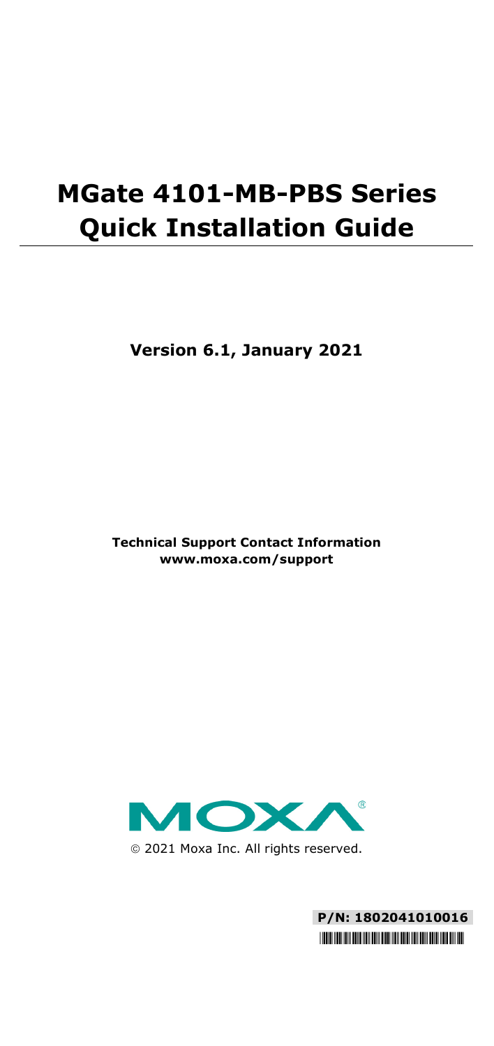# MGate 4101-MB-PBS Series Quick Installation Guide

**Version 6.1, January 2021**

**Technical Support Contact Information**
**www.moxa.com/support**

© 2021 Moxa Inc. All rights reserved.

**P/N: 1802041010016**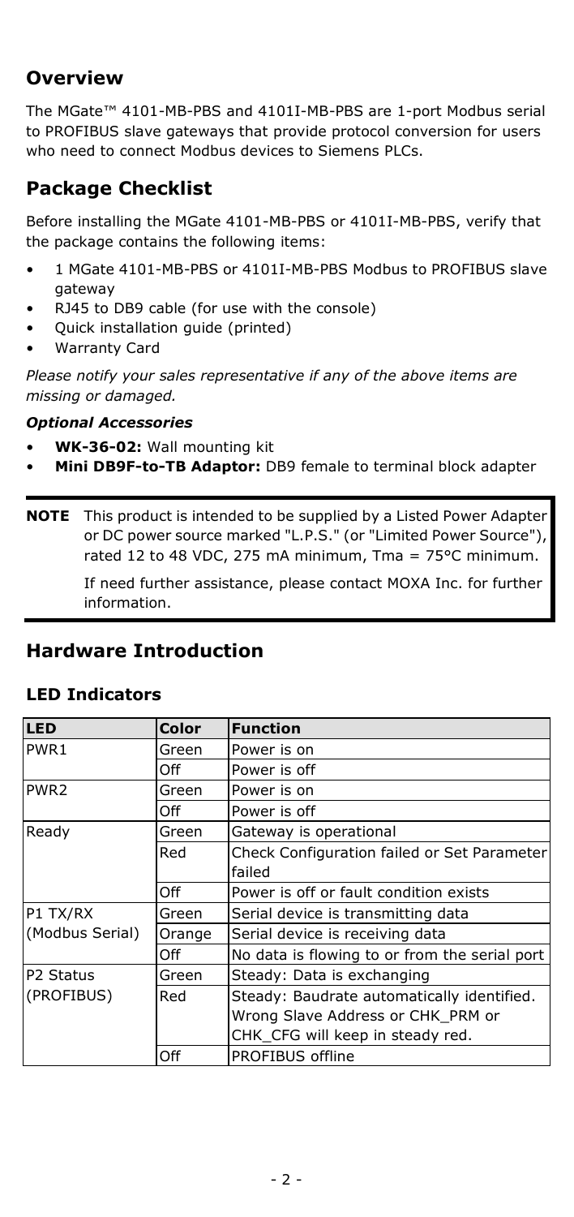## Overview

The MGate™ 4101-MB-PBS and 4101I-MB-PBS are 1-port Modbus serial to PROFIBUS slave gateways that provide protocol conversion for users who need to connect Modbus devices to Siemens PLCs.

## Package Checklist

Before installing the MGate 4101-MB-PBS or 4101I-MB-PBS, verify that the package contains the following items:

- 1 MGate 4101-MB-PBS or 4101I-MB-PBS Modbus to PROFIBUS slave gateway
- RJ45 to DB9 cable (for use with the console)
- Quick installation guide (printed)
- Warranty Card

*Please notify your sales representative if any of the above items are missing or damaged.*

***Optional Accessories***

- **WK-36-02:** Wall mounting kit
- **Mini DB9F-to-TB Adaptor:** DB9 female to terminal block adapter

**NOTE** This product is intended to be supplied by a Listed Power Adapter or DC power source marked "L.P.S." (or "Limited Power Source"), rated 12 to 48 VDC, 275 mA minimum, Tma = 75°C minimum.

If need further assistance, please contact MOXA Inc. for further information.

## Hardware Introduction

### LED Indicators

| LED | Color | Function |
|---|---|---|
| PWR1 | Green | Power is on |
| | Off | Power is off |
| PWR2 | Green | Power is on |
| | Off | Power is off |
| Ready | Green | Gateway is operational |
| | Red | Check Configuration failed or Set Parameter failed |
| | Off | Power is off or fault condition exists |
| P1 TX/RX (Modbus Serial) | Green | Serial device is transmitting data |
| | Orange | Serial device is receiving data |
| | Off | No data is flowing to or from the serial port |
| P2 Status (PROFIBUS) | Green | Steady: Data is exchanging |
| | Red | Steady: Baudrate automatically identified. Wrong Slave Address or CHK_PRM or CHK_CFG will keep in steady red. |
| | Off | PROFIBUS offline |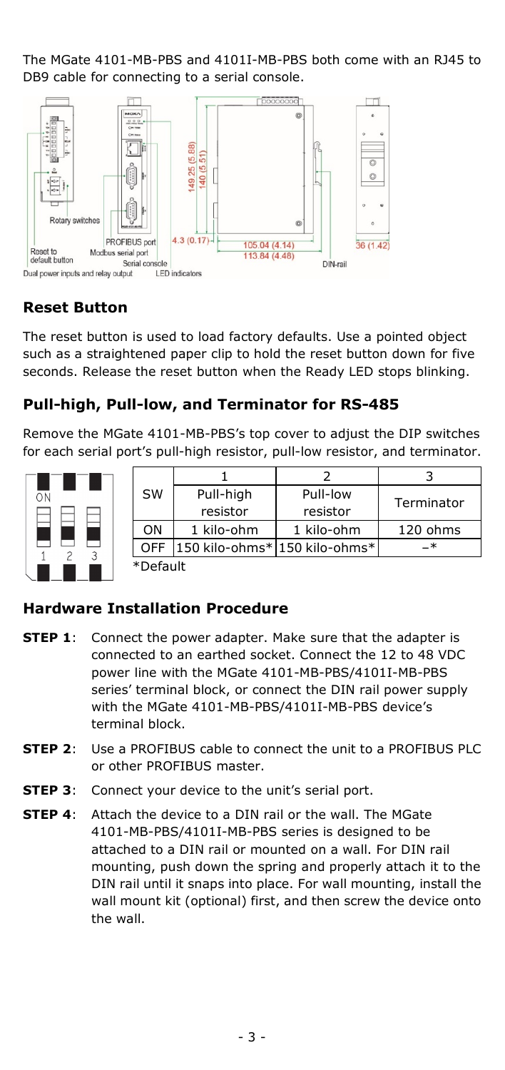The MGate 4101-MB-PBS and 4101I-MB-PBS both come with an RJ45 to DB9 cable for connecting to a serial console.

## Reset Button

The reset button is used to load factory defaults. Use a pointed object such as a straightened paper clip to hold the reset button down for five seconds. Release the reset button when the Ready LED stops blinking.

## Pull-high, Pull-low, and Terminator for RS-485

Remove the MGate 4101-MB-PBS's top cover to adjust the DIP switches for each serial port's pull-high resistor, pull-low resistor, and terminator.

|  | 1 | 2 | 3 |
|---|---|---|---|
| SW | Pull-high resistor | Pull-low resistor | Terminator |
| ON | 1 kilo-ohm | 1 kilo-ohm | 120 ohms |
| OFF | 150 kilo-ohms* | 150 kilo-ohms* | –* |

*Default

## Hardware Installation Procedure

**STEP 1**: Connect the power adapter. Make sure that the adapter is connected to an earthed socket. Connect the 12 to 48 VDC power line with the MGate 4101-MB-PBS/4101I-MB-PBS series' terminal block, or connect the DIN rail power supply with the MGate 4101-MB-PBS/4101I-MB-PBS device's terminal block.

**STEP 2**: Use a PROFIBUS cable to connect the unit to a PROFIBUS PLC or other PROFIBUS master.

**STEP 3**: Connect your device to the unit's serial port.

**STEP 4**: Attach the device to a DIN rail or the wall. The MGate 4101-MB-PBS/4101I-MB-PBS series is designed to be attached to a DIN rail or mounted on a wall. For DIN rail mounting, push down the spring and properly attach it to the DIN rail until it snaps into place. For wall mounting, install the wall mount kit (optional) first, and then screw the device onto the wall.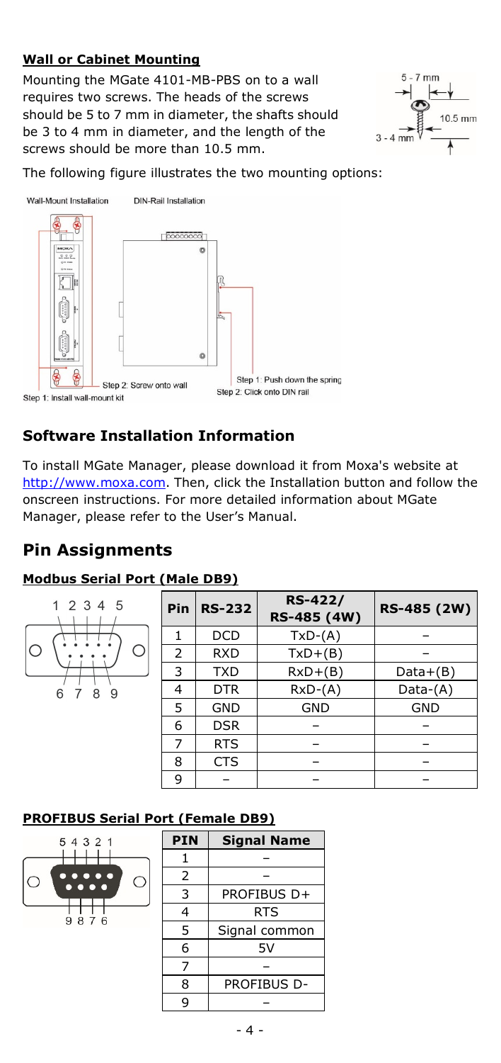### **Wall or Cabinet Mounting**

Mounting the MGate 4101-MB-PBS on to a wall requires two screws. The heads of the screws should be 5 to 7 mm in diameter, the shafts should be 3 to 4 mm in diameter, and the length of the screws should be more than 10.5 mm.

The following figure illustrates the two mounting options:

## **Software Installation Information**

To install MGate Manager, please download it from Moxa's website at http://www.moxa.com. Then, click the Installation button and follow the onscreen instructions. For more detailed information about MGate Manager, please refer to the User's Manual.

## **Pin Assignments**

### **Modbus Serial Port (Male DB9)**

| Pin | RS-232 | RS-422/ RS-485 (4W) | RS-485 (2W) |
|---|---|---|---|
| 1 | DCD | TxD-(A) | – |
| 2 | RXD | TxD+(B) | – |
| 3 | TXD | RxD+(B) | Data+(B) |
| 4 | DTR | RxD-(A) | Data-(A) |
| 5 | GND | GND | GND |
| 6 | DSR | – | – |
| 7 | RTS | – | – |
| 8 | CTS | – | – |
| 9 | – | – | – |

### **PROFIBUS Serial Port (Female DB9)**

| PIN | Signal Name |
|---|---|
| 1 | – |
| 2 | – |
| 3 | PROFIBUS D+ |
| 4 | RTS |
| 5 | Signal common |
| 6 | 5V |
| 7 | – |
| 8 | PROFIBUS D- |
| 9 | – |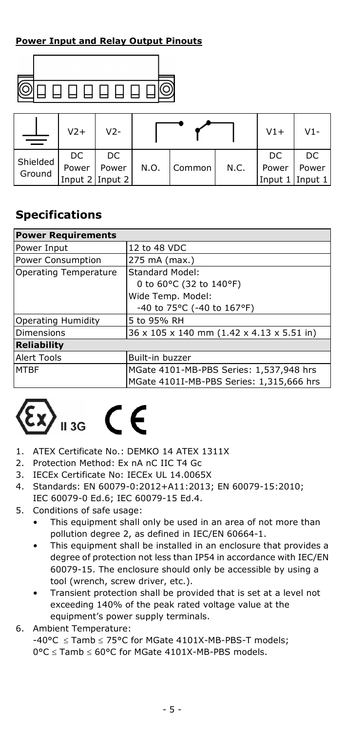**Power Input and Relay Output Pinouts**

| ⏚ | V2+ | V2- | | | | V1+ | V1- |
|---|---|---|---|---|---|---|---|
| Shielded Ground | DC Power Input 2 | DC Power Input 2 | N.O. | Common | N.C. | DC Power Input 1 | DC Power Input 1 |

## Specifications

| **Power Requirements** | |
|---|---|
| Power Input | 12 to 48 VDC |
| Power Consumption | 275 mA (max.) |
| Operating Temperature | Standard Model: 0 to 60°C (32 to 140°F)<br>Wide Temp. Model: -40 to 75°C (-40 to 167°F) |
| Operating Humidity | 5 to 95% RH |
| Dimensions | 36 x 105 x 140 mm (1.42 x 4.13 x 5.51 in) |
| **Reliability** | |
| Alert Tools | Built-in buzzer |
| MTBF | MGate 4101-MB-PBS Series: 1,537,948 hrs<br>MGate 4101I-MB-PBS Series: 1,315,666 hrs |

II 3G CE

1. ATEX Certificate No.: DEMKO 14 ATEX 1311X
2. Protection Method: Ex nA nC IIC T4 Gc
3. IECEx Certificate No: IECEx UL 14.0065X
4. Standards: EN 60079-0:2012+A11:2013; EN 60079-15:2010; IEC 60079-0 Ed.6; IEC 60079-15 Ed.4.
5. Conditions of safe usage:
   - This equipment shall only be used in an area of not more than pollution degree 2, as defined in IEC/EN 60664-1.
   - This equipment shall be installed in an enclosure that provides a degree of protection not less than IP54 in accordance with IEC/EN 60079-15. The enclosure should only be accessible by using a tool (wrench, screw driver, etc.).
   - Transient protection shall be provided that is set at a level not exceeding 140% of the peak rated voltage value at the equipment's power supply terminals.
6. Ambient Temperature:
   -40°C ≤ Tamb ≤ 75°C for MGate 4101X-MB-PBS-T models;
   0°C ≤ Tamb ≤ 60°C for MGate 4101X-MB-PBS models.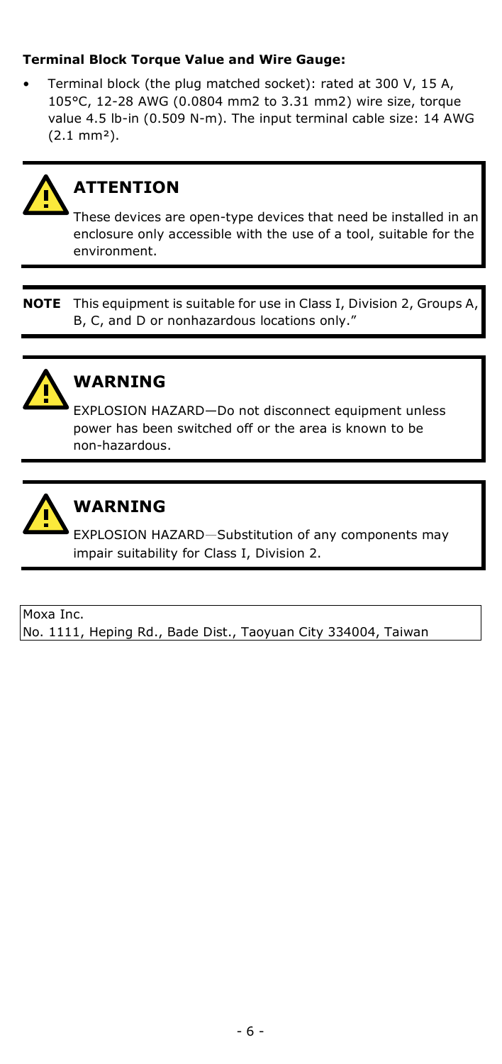**Terminal Block Torque Value and Wire Gauge:**

- Terminal block (the plug matched socket): rated at 300 V, 15 A, 105°C, 12-28 AWG (0.0804 mm2 to 3.31 mm2) wire size, torque value 4.5 lb-in (0.509 N-m). The input terminal cable size: 14 AWG (2.1 mm²).

> **ATTENTION**
>
> These devices are open-type devices that need be installed in an enclosure only accessible with the use of a tool, suitable for the environment.

> **NOTE** This equipment is suitable for use in Class I, Division 2, Groups A, B, C, and D or nonhazardous locations only."

> **WARNING**
>
> EXPLOSION HAZARD—Do not disconnect equipment unless power has been switched off or the area is known to be non-hazardous.

> **WARNING**
>
> EXPLOSION HAZARD—Substitution of any components may impair suitability for Class I, Division 2.

Moxa Inc.
No. 1111, Heping Rd., Bade Dist., Taoyuan City 334004, Taiwan